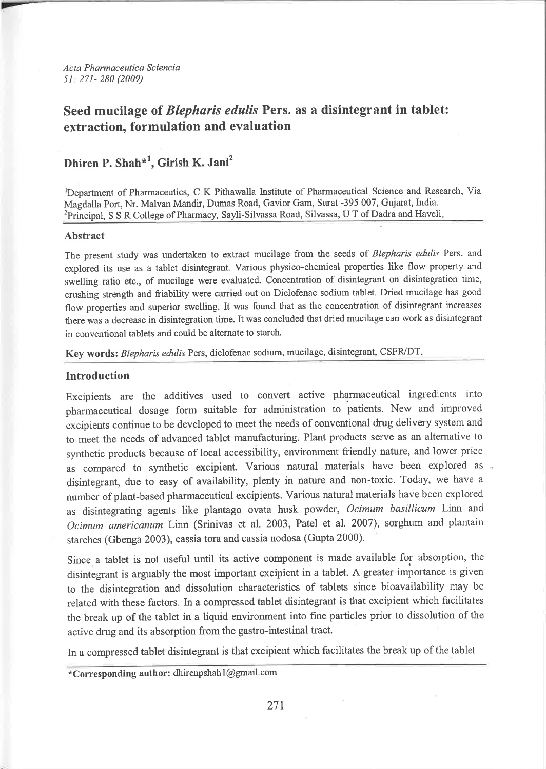# Seed mucilage of *Blepharis edulis* Pers. as a disintegrant in tablet: extraction, formulation and evaluation

**Dhiren P. Shah*[1], Girish K. Jani[2]**

[1]Department of Pharmaceutics, C K Pithawalla Institute of Pharmaceutical Science and Research, Via Magdalla Port, Nr. Malvan Mandir, Dumas Road, Gavior Gam, Surat -395 007, Gujarat, India.
[2]Principal, S S R College of Pharmacy, Sayli-Silvassa Road, Silvassa, U T of Dadra and Haveli.

## Abstract

The present study was undertaken to extract mucilage from the seeds of *Blepharis edulis* Pers. and explored its use as a tablet disintegrant. Various physico-chemical properties like flow property and swelling ratio etc., of mucilage were evaluated. Concentration of disintegrant on disintegration time, crushing strength and friability were carried out on Diclofenac sodium tablet. Dried mucilage has good flow properties and superior swelling. It was found that as the concentration of disintegrant increases there was a decrease in disintegration time. It was concluded that dried mucilage can work as disintegrant in conventional tablets and could be alternate to starch.

**Key words:** *Blepharis edulis* Pers, diclofenac sodium, mucilage, disintegrant, CSFR/DT.

## Introduction

Excipients are the additives used to convert active pharmaceutical ingredients into pharmaceutical dosage form suitable for administration to patients. New and improved excipients continue to be developed to meet the needs of conventional drug delivery system and to meet the needs of advanced tablet manufacturing. Plant products serve as an alternative to synthetic products because of local accessibility, environment friendly nature, and lower price as compared to synthetic excipient. Various natural materials have been explored as disintegrant, due to easy of availability, plenty in nature and non-toxic. Today, we have a number of plant-based pharmaceutical excipients. Various natural materials have been explored as disintegrating agents like plantago ovata husk powder, *Ocimum basillicum* Linn and *Ocimum americanum* Linn (Srinivas et al. 2003, Patel et al. 2007), sorghum and plantain starches (Gbenga 2003), cassia tora and cassia nodosa (Gupta 2000).

Since a tablet is not useful until its active component is made available for absorption, the disintegrant is arguably the most important excipient in a tablet. A greater importance is given to the disintegration and dissolution characteristics of tablets since bioavailability may be related with these factors. In a compressed tablet disintegrant is that excipient which facilitates the break up of the tablet in a liquid environment into fine particles prior to dissolution of the active drug and its absorption from the gastro-intestinal tract.

In a compressed tablet disintegrant is that excipient which facilitates the break up of the tablet

*Corresponding author: dhirenpshah1@gmail.com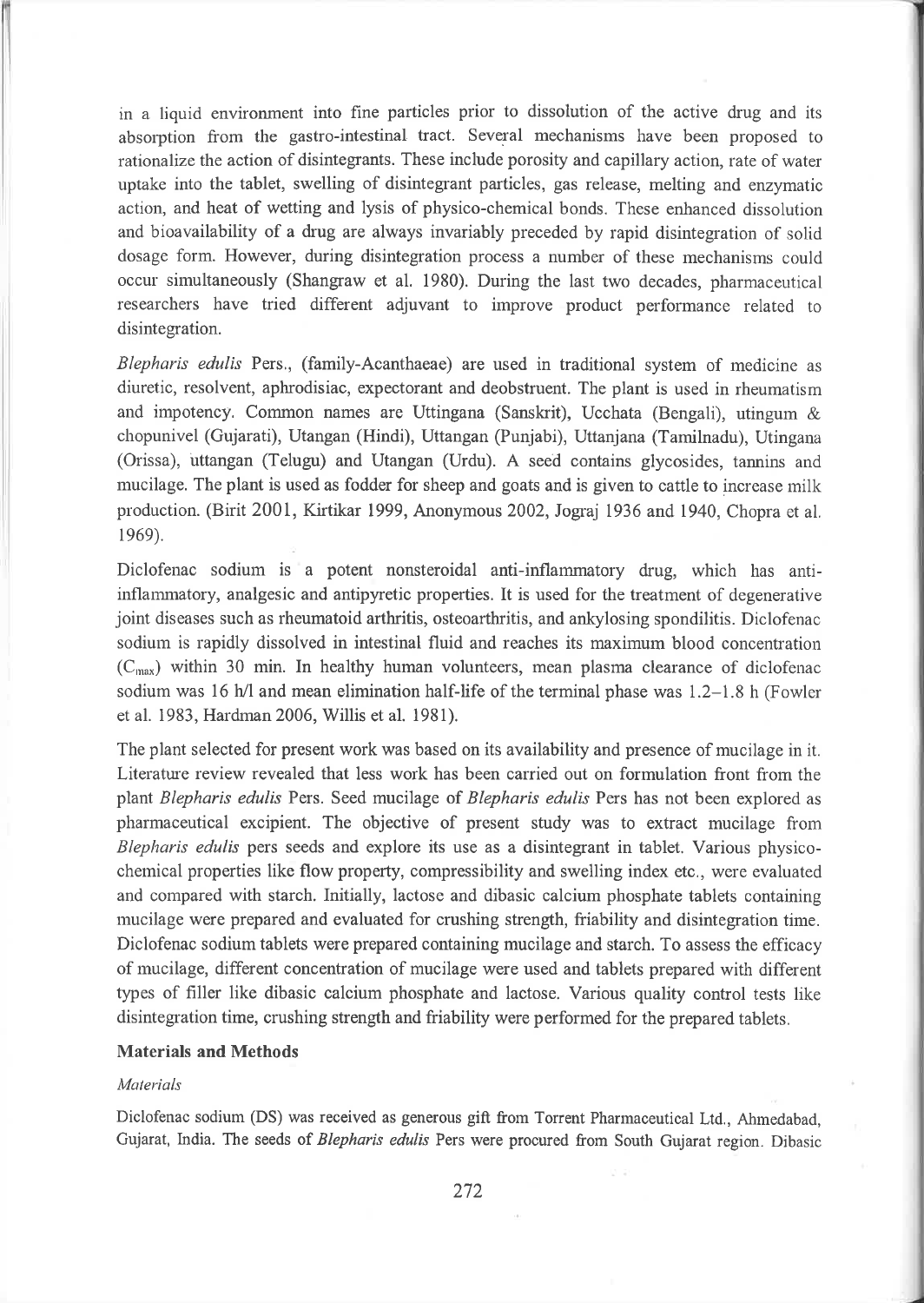in a liquid environment into fine particles prior to dissolution of the active drug and its absorption from the gastro-intestinal tract. Several mechanisms have been proposed to rationalize the action of disintegrants. These include porosity and capillary action, rate of water uptake into the tablet, swelling of disintegrant particles, gas release, melting and enzymatic action, and heat of wetting and lysis of physico-chemical bonds. These enhanced dissolution and bioavailability of a drug are always invariably preceded by rapid disintegration of solid dosage form. However, during disintegration process a number of these mechanisms could occur simultaneously (Shangraw et al. 1980). During the last two decades, pharmaceutical researchers have tried different adjuvant to improve product performance related to disintegration.

*Blepharis edulis* Pers., (family-Acanthaeae) are used in traditional system of medicine as diuretic, resolvent, aphrodisiac, expectorant and deobstruent. The plant is used in rheumatism and impotency. Common names are Uttingana (Sanskrit), Ucchata (Bengali), utingum & chopunivel (Gujarati), Utangan (Hindi), Uttangan (Punjabi), Uttanjana (Tamilnadu), Utingana (Orissa), uttangan (Telugu) and Utangan (Urdu). A seed contains glycosides, tannins and mucilage. The plant is used as fodder for sheep and goats and is given to cattle to increase milk production. (Birit 2001, Kirtikar 1999, Anonymous 2002, Jograj 1936 and 1940, Chopra et al. 1969).

Diclofenac sodium is a potent nonsteroidal anti-inflammatory drug, which has anti-inflammatory, analgesic and antipyretic properties. It is used for the treatment of degenerative joint diseases such as rheumatoid arthritis, osteoarthritis, and ankylosing spondilitis. Diclofenac sodium is rapidly dissolved in intestinal fluid and reaches its maximum blood concentration ($C_{max}$) within 30 min. In healthy human volunteers, mean plasma clearance of diclofenac sodium was 16 h/l and mean elimination half-life of the terminal phase was 1.2–1.8 h (Fowler et al. 1983, Hardman 2006, Willis et al. 1981).

The plant selected for present work was based on its availability and presence of mucilage in it. Literature review revealed that less work has been carried out on formulation front from the plant *Blepharis edulis* Pers. Seed mucilage of *Blepharis edulis* Pers has not been explored as pharmaceutical excipient. The objective of present study was to extract mucilage from *Blepharis edulis* pers seeds and explore its use as a disintegrant in tablet. Various physico-chemical properties like flow property, compressibility and swelling index etc., were evaluated and compared with starch. Initially, lactose and dibasic calcium phosphate tablets containing mucilage were prepared and evaluated for crushing strength, friability and disintegration time. Diclofenac sodium tablets were prepared containing mucilage and starch. To assess the efficacy of mucilage, different concentration of mucilage were used and tablets prepared with different types of filler like dibasic calcium phosphate and lactose. Various quality control tests like disintegration time, crushing strength and friability were performed for the prepared tablets.

## Materials and Methods

### *Materials*

Diclofenac sodium (DS) was received as generous gift from Torrent Pharmaceutical Ltd., Ahmedabad, Gujarat, India. The seeds of *Blepharis edulis* Pers were procured from South Gujarat region. Dibasic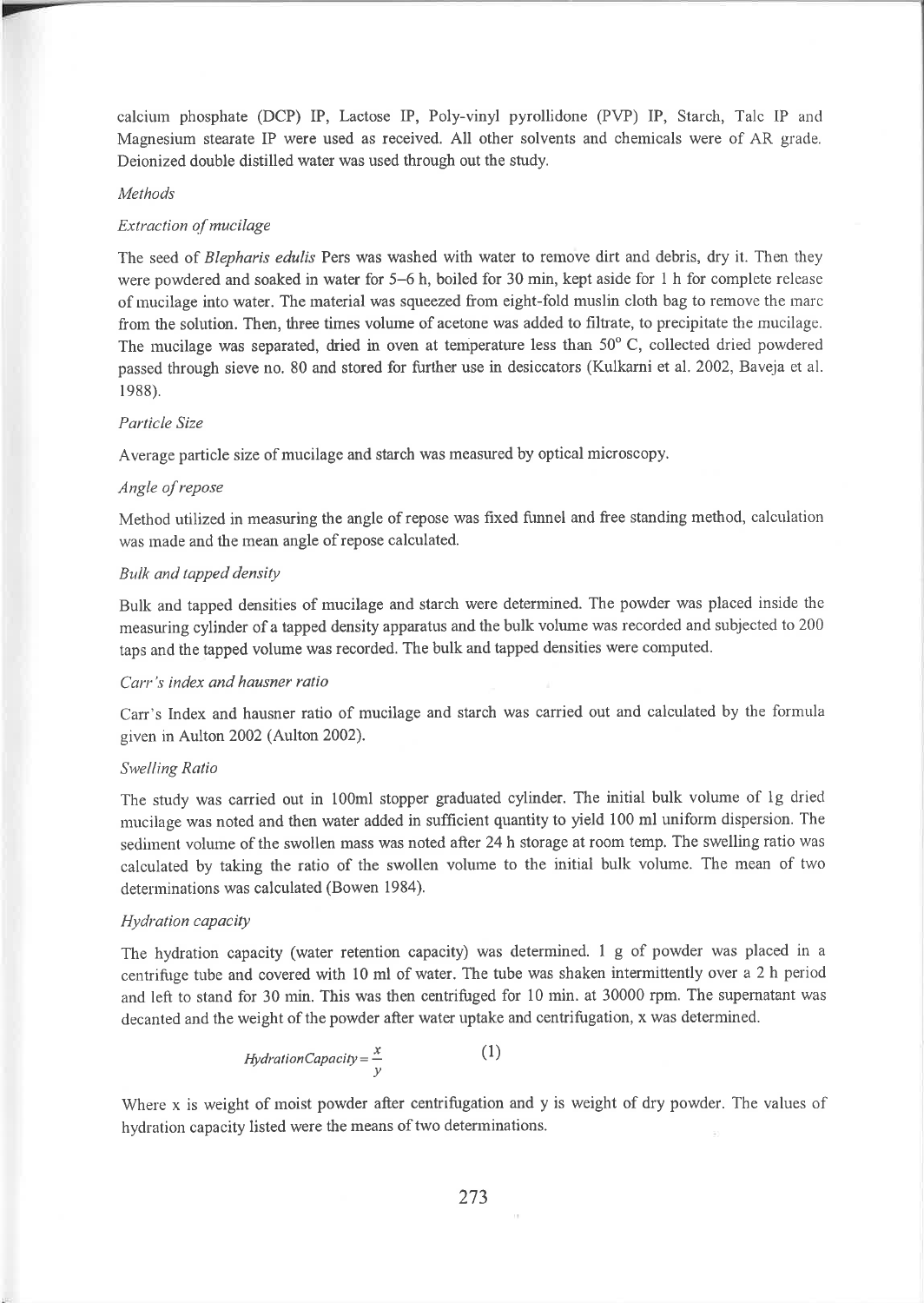calcium phosphate (DCP) IP, Lactose IP, Poly-vinyl pyrollidone (PVP) IP, Starch, Talc IP and Magnesium stearate IP were used as received. All other solvents and chemicals were of AR grade. Deionized double distilled water was used through out the study.

*Methods*

*Extraction of mucilage*

The seed of *Blepharis edulis* Pers was washed with water to remove dirt and debris, dry it. Then they were powdered and soaked in water for 5–6 h, boiled for 30 min, kept aside for 1 h for complete release of mucilage into water. The material was squeezed from eight-fold muslin cloth bag to remove the marc from the solution. Then, three times volume of acetone was added to filtrate, to precipitate the mucilage. The mucilage was separated, dried in oven at temperature less than $50^{0}$ C, collected dried powdered passed through sieve no. 80 and stored for further use in desiccators (Kulkarni et al. 2002, Baveja et al. 1988).

*Particle Size*

Average particle size of mucilage and starch was measured by optical microscopy.

*Angle of repose*

Method utilized in measuring the angle of repose was fixed funnel and free standing method, calculation was made and the mean angle of repose calculated.

*Bulk and tapped density*

Bulk and tapped densities of mucilage and starch were determined. The powder was placed inside the measuring cylinder of a tapped density apparatus and the bulk volume was recorded and subjected to 200 taps and the tapped volume was recorded. The bulk and tapped densities were computed.

*Carr's index and hausner ratio*

Carr's Index and hausner ratio of mucilage and starch was carried out and calculated by the formula given in Aulton 2002 (Aulton 2002).

*Swelling Ratio*

The study was carried out in 100ml stopper graduated cylinder. The initial bulk volume of 1g dried mucilage was noted and then water added in sufficient quantity to yield 100 ml uniform dispersion. The sediment volume of the swollen mass was noted after 24 h storage at room temp. The swelling ratio was calculated by taking the ratio of the swollen volume to the initial bulk volume. The mean of two determinations was calculated (Bowen 1984).

*Hydration capacity*

The hydration capacity (water retention capacity) was determined. 1 g of powder was placed in a centrifuge tube and covered with 10 ml of water. The tube was shaken intermittently over a 2 h period and left to stand for 30 min. This was then centrifuged for 10 min. at 30000 rpm. The supernatant was decanted and the weight of the powder after water uptake and centrifugation, x was determined.

$$HydrationCapacity = \frac{x}{y} \qquad (1)$$

Where x is weight of moist powder after centrifugation and y is weight of dry powder. The values of hydration capacity listed were the means of two determinations.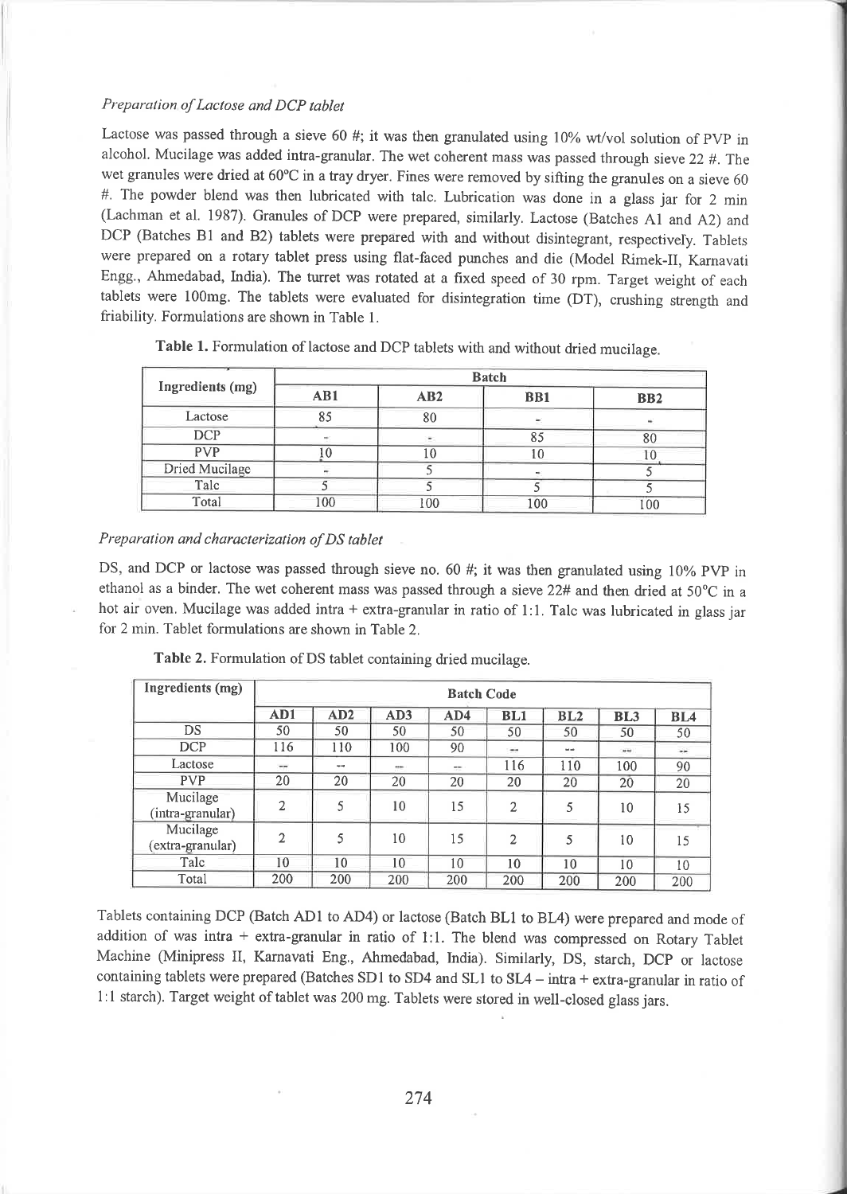*Preparation of Lactose and DCP tablet*

Lactose was passed through a sieve 60 #; it was then granulated using 10% wt/vol solution of PVP in alcohol. Mucilage was added intra-granular. The wet coherent mass was passed through sieve 22 #. The wet granules were dried at 60°C in a tray dryer. Fines were removed by sifting the granules on a sieve 60 #. The powder blend was then lubricated with talc. Lubrication was done in a glass jar for 2 min (Lachman et al. 1987). Granules of DCP were prepared, similarly. Lactose (Batches A1 and A2) and DCP (Batches B1 and B2) tablets were prepared with and without disintegrant, respectively. Tablets were prepared on a rotary tablet press using flat-faced punches and die (Model Rimek-II, Karnavati Engg., Ahmedabad, India). The turret was rotated at a fixed speed of 30 rpm. Target weight of each tablets were 100mg. The tablets were evaluated for disintegration time (DT), crushing strength and friability. Formulations are shown in Table 1.

**Table 1.** Formulation of lactose and DCP tablets with and without dried mucilage.

| Ingredients (mg) | Batch | | | |
|---|---|---|---|---|
| | AB1 | AB2 | BB1 | BB2 |
| Lactose | 85 | 80 | - | - |
| DCP | - | - | 85 | 80 |
| PVP | 10 | 10 | 10 | 10 |
| Dried Mucilage | - | 5 | - | 5 |
| Talc | 5 | 5 | 5 | 5 |
| Total | 100 | 100 | 100 | 100 |

*Preparation and characterization of DS tablet*

DS, and DCP or lactose was passed through sieve no. 60 #; it was then granulated using 10% PVP in ethanol as a binder. The wet coherent mass was passed through a sieve 22# and then dried at 50°C in a hot air oven. Mucilage was added intra + extra-granular in ratio of 1:1. Talc was lubricated in glass jar for 2 min. Tablet formulations are shown in Table 2.

**Table 2.** Formulation of DS tablet containing dried mucilage.

| Ingredients (mg) | Batch Code | | | | | | | |
|---|---|---|---|---|---|---|---|---|
| | AD1 | AD2 | AD3 | AD4 | BL1 | BL2 | BL3 | BL4 |
| DS | 50 | 50 | 50 | 50 | 50 | 50 | 50 | 50 |
| DCP | 116 | 110 | 100 | 90 | -- | -- | -- | -- |
| Lactose | -- | -- | -- | -- | 116 | 110 | 100 | 90 |
| PVP | 20 | 20 | 20 | 20 | 20 | 20 | 20 | 20 |
| Mucilage (intra-granular) | 2 | 5 | 10 | 15 | 2 | 5 | 10 | 15 |
| Mucilage (extra-granular) | 2 | 5 | 10 | 15 | 2 | 5 | 10 | 15 |
| Talc | 10 | 10 | 10 | 10 | 10 | 10 | 10 | 10 |
| Total | 200 | 200 | 200 | 200 | 200 | 200 | 200 | 200 |

Tablets containing DCP (Batch AD1 to AD4) or lactose (Batch BL1 to BL4) were prepared and mode of addition of was intra + extra-granular in ratio of 1:1. The blend was compressed on Rotary Tablet Machine (Minipress II, Karnavati Eng., Ahmedabad, India). Similarly, DS, starch, DCP or lactose containing tablets were prepared (Batches SD1 to SD4 and SL1 to SL4 – intra + extra-granular in ratio of 1:1 starch). Target weight of tablet was 200 mg. Tablets were stored in well-closed glass jars.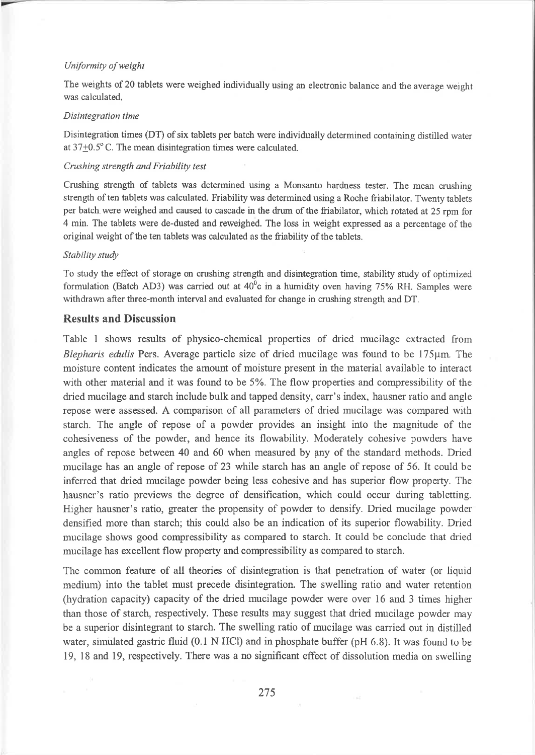*Uniformity of weight*

The weights of 20 tablets were weighed individually using an electronic balance and the average weight was calculated.

*Disintegration time*

Disintegration times (DT) of six tablets per batch were individually determined containing distilled water at 37±0.5° C. The mean disintegration times were calculated.

*Crushing strength and Friability test*

Crushing strength of tablets was determined using a Monsanto hardness tester. The mean crushing strength of ten tablets was calculated. Friability was determined using a Roche friabilator. Twenty tablets per batch were weighed and caused to cascade in the drum of the friabilator, which rotated at 25 rpm for 4 min. The tablets were de-dusted and reweighed. The loss in weight expressed as a percentage of the original weight of the ten tablets was calculated as the friability of the tablets.

*Stability study*

To study the effect of storage on crushing strength and disintegration time, stability study of optimized formulation (Batch AD3) was carried out at 40°c in a humidity oven having 75% RH. Samples were withdrawn after three-month interval and evaluated for change in crushing strength and DT.

## Results and Discussion

Table 1 shows results of physico-chemical properties of dried mucilage extracted from *Blepharis edulis* Pers. Average particle size of dried mucilage was found to be 175μm. The moisture content indicates the amount of moisture present in the material available to interact with other material and it was found to be 5%. The flow properties and compressibility of the dried mucilage and starch include bulk and tapped density, carr's index, hausner ratio and angle repose were assessed. A comparison of all parameters of dried mucilage was compared with starch. The angle of repose of a powder provides an insight into the magnitude of the cohesiveness of the powder, and hence its flowability. Moderately cohesive powders have angles of repose between 40 and 60 when measured by any of the standard methods. Dried mucilage has an angle of repose of 23 while starch has an angle of repose of 56. It could be inferred that dried mucilage powder being less cohesive and has superior flow property. The hausner's ratio previews the degree of densification, which could occur during tabletting. Higher hausner's ratio, greater the propensity of powder to densify. Dried mucilage powder densified more than starch; this could also be an indication of its superior flowability. Dried mucilage shows good compressibility as compared to starch. It could be conclude that dried mucilage has excellent flow property and compressibility as compared to starch.

The common feature of all theories of disintegration is that penetration of water (or liquid medium) into the tablet must precede disintegration. The swelling ratio and water retention (hydration capacity) capacity of the dried mucilage powder were over 16 and 3 times higher than those of starch, respectively. These results may suggest that dried mucilage powder may be a superior disintegrant to starch. The swelling ratio of mucilage was carried out in distilled water, simulated gastric fluid (0.1 N HCl) and in phosphate buffer (pH 6.8). It was found to be 19, 18 and 19, respectively. There was a no significant effect of dissolution media on swelling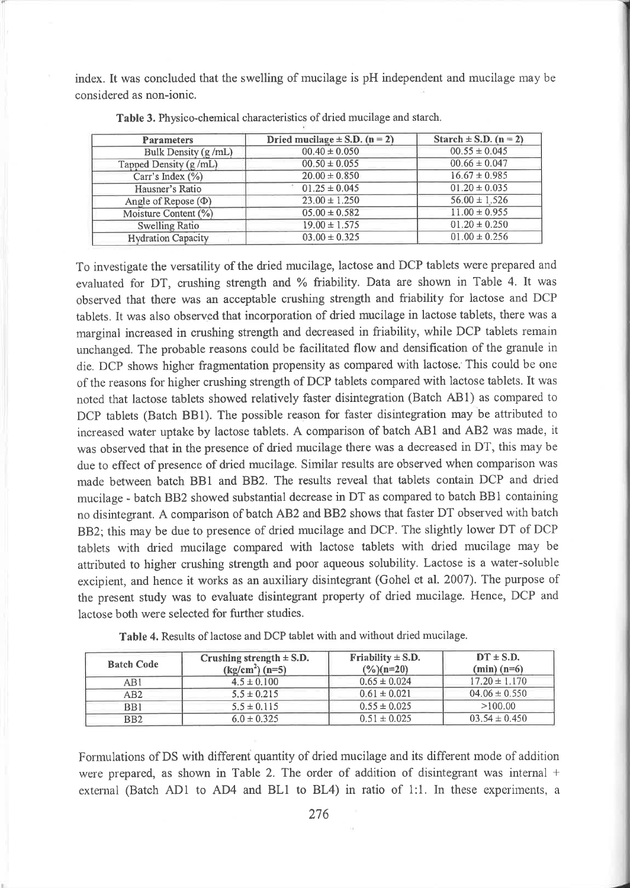index. It was concluded that the swelling of mucilage is pH independent and mucilage may be considered as non-ionic.

**Table 3.** Physico-chemical characteristics of dried mucilage and starch.

| Parameters | Dried mucilage ± S.D. (n = 2) | Starch ± S.D. (n = 2) |
|---|---|---|
| Bulk Density (g /mL) | 00.40 ± 0.050 | 00.55 ± 0.045 |
| Tapped Density (g /mL) | 00.50 ± 0.055 | 00.66 ± 0.047 |
| Carr's Index (%) | 20.00 ± 0.850 | 16.67 ± 0.985 |
| Hausner's Ratio | 01.25 ± 0.045 | 01.20 ± 0.035 |
| Angle of Repose (Φ) | 23.00 ± 1.250 | 56.00 ± 1.526 |
| Moisture Content (%) | 05.00 ± 0.582 | 11.00 ± 0.955 |
| Swelling Ratio | 19.00 ± 1.575 | 01.20 ± 0.250 |
| Hydration Capacity | 03.00 ± 0.325 | 01.00 ± 0.256 |

To investigate the versatility of the dried mucilage, lactose and DCP tablets were prepared and evaluated for DT, crushing strength and % friability. Data are shown in Table 4. It was observed that there was an acceptable crushing strength and friability for lactose and DCP tablets. It was also observed that incorporation of dried mucilage in lactose tablets, there was a marginal increased in crushing strength and decreased in friability, while DCP tablets remain unchanged. The probable reasons could be facilitated flow and densification of the granule in die. DCP shows higher fragmentation propensity as compared with lactose. This could be one of the reasons for higher crushing strength of DCP tablets compared with lactose tablets. It was noted that lactose tablets showed relatively faster disintegration (Batch AB1) as compared to DCP tablets (Batch BB1). The possible reason for faster disintegration may be attributed to increased water uptake by lactose tablets. A comparison of batch AB1 and AB2 was made, it was observed that in the presence of dried mucilage there was a decreased in DT, this may be due to effect of presence of dried mucilage. Similar results are observed when comparison was made between batch BB1 and BB2. The results reveal that tablets contain DCP and dried mucilage - batch BB2 showed substantial decrease in DT as compared to batch BB1 containing no disintegrant. A comparison of batch AB2 and BB2 shows that faster DT observed with batch BB2; this may be due to presence of dried mucilage and DCP. The slightly lower DT of DCP tablets with dried mucilage compared with lactose tablets with dried mucilage may be attributed to higher crushing strength and poor aqueous solubility. Lactose is a water-soluble excipient, and hence it works as an auxiliary disintegrant (Gohel et al. 2007). The purpose of the present study was to evaluate disintegrant property of dried mucilage. Hence, DCP and lactose both were selected for further studies.

**Table 4.** Results of lactose and DCP tablet with and without dried mucilage.

| Batch Code | Crushing strength ± S.D. ($kg/cm^2$) (n=5) | Friability ± S.D. (%)(n=20) | DT ± S.D. (min) (n=6) |
|---|---|---|---|
| AB1 | 4.5 ± 0.100 | 0.65 ± 0.024 | 17.20 ± 1.170 |
| AB2 | 5.5 ± 0.215 | 0.61 ± 0.021 | 04.06 ± 0.550 |
| BB1 | 5.5 ± 0.115 | 0.55 ± 0.025 | >100.00 |
| BB2 | 6.0 ± 0.325 | 0.51 ± 0.025 | 03.54 ± 0.450 |

Formulations of DS with different quantity of dried mucilage and its different mode of addition were prepared, as shown in Table 2. The order of addition of disintegrant was internal + external (Batch AD1 to AD4 and BL1 to BL4) in ratio of 1:1. In these experiments, a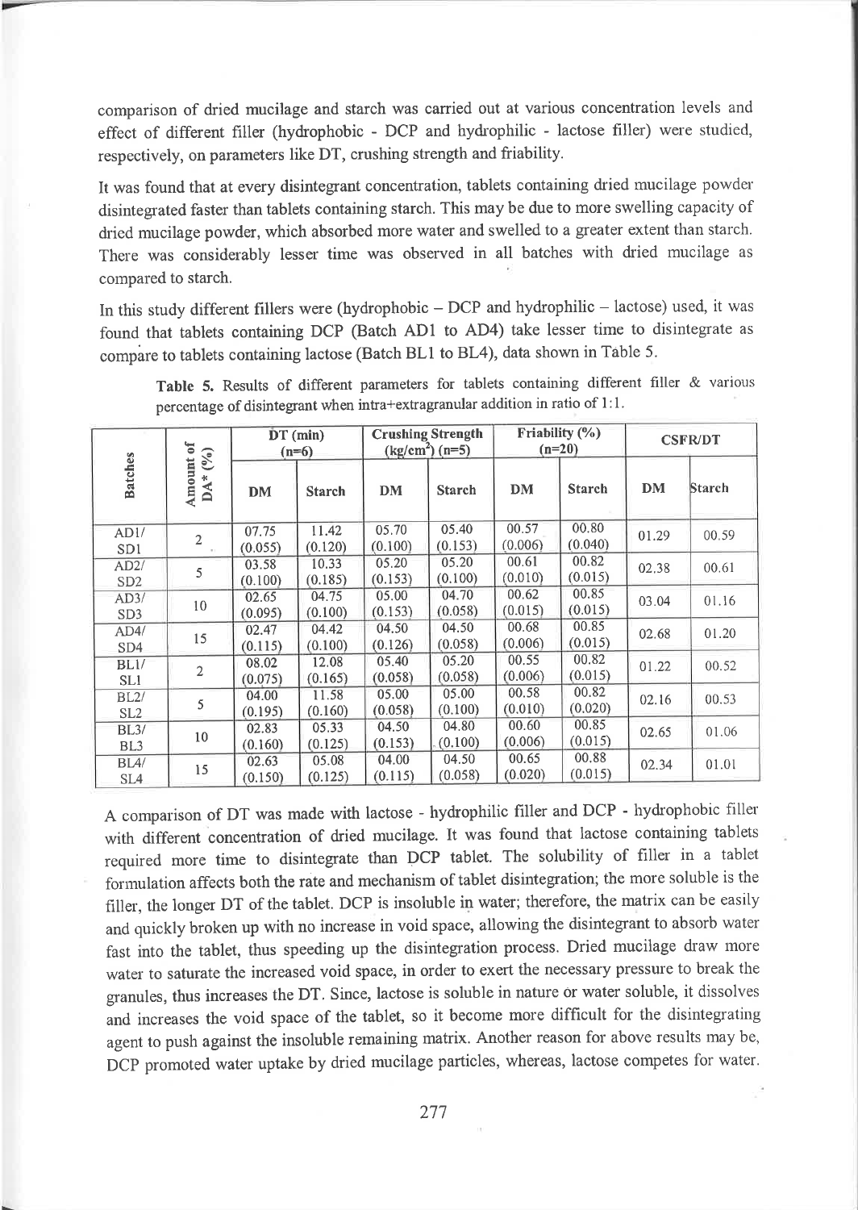comparison of dried mucilage and starch was carried out at various concentration levels and effect of different filler (hydrophobic - DCP and hydrophilic - lactose filler) were studied, respectively, on parameters like DT, crushing strength and friability.

It was found that at every disintegrant concentration, tablets containing dried mucilage powder disintegrated faster than tablets containing starch. This may be due to more swelling capacity of dried mucilage powder, which absorbed more water and swelled to a greater extent than starch. There was considerably lesser time was observed in all batches with dried mucilage as compared to starch.

In this study different fillers were (hydrophobic – DCP and hydrophilic – lactose) used, it was found that tablets containing DCP (Batch AD1 to AD4) take lesser time to disintegrate as compare to tablets containing lactose (Batch BL1 to BL4), data shown in Table 5.

**Table 5.** Results of different parameters for tablets containing different filler & various percentage of disintegrant when intra+extragranular addition in ratio of 1:1.

| Batches | Amount of DA* (%) | DT (min) (n=6) | | Crushing Strength (kg/cm$^2$) (n=5) | | Friability (%) (n=20) | | CSFR/DT | |
|---|---|---|---|---|---|---|---|---|---|
| | | DM | Starch | DM | Starch | DM | Starch | DM | Starch |
| AD1/ SD1 | 2 | 07.75 (0.055) | 11.42 (0.120) | 05.70 (0.100) | 05.40 (0.153) | 00.57 (0.006) | 00.80 (0.040) | 01.29 | 00.59 |
| AD2/ SD2 | 5 | 03.58 (0.100) | 10.33 (0.185) | 05.20 (0.153) | 05.20 (0.100) | 00.61 (0.010) | 00.82 (0.015) | 02.38 | 00.61 |
| AD3/ SD3 | 10 | 02.65 (0.095) | 04.75 (0.100) | 05.00 (0.153) | 04.70 (0.058) | 00.62 (0.015) | 00.85 (0.015) | 03.04 | 01.16 |
| AD4/ SD4 | 15 | 02.47 (0.115) | 04.42 (0.100) | 04.50 (0.126) | 04.50 (0.058) | 00.68 (0.006) | 00.85 (0.015) | 02.68 | 01.20 |
| BL1/ SL1 | 2 | 08.02 (0.075) | 12.08 (0.165) | 05.40 (0.058) | 05.20 (0.058) | 00.55 (0.006) | 00.82 (0.015) | 01.22 | 00.52 |
| BL2/ SL2 | 5 | 04.00 (0.195) | 11.58 (0.160) | 05.00 (0.058) | 05.00 (0.100) | 00.58 (0.010) | 00.82 (0.020) | 02.16 | 00.53 |
| BL3/ BL3 | 10 | 02.83 (0.160) | 05.33 (0.125) | 04.50 (0.153) | 04.80 (0.100) | 00.60 (0.006) | 00.85 (0.015) | 02.65 | 01.06 |
| BL4/ SL4 | 15 | 02.63 (0.150) | 05.08 (0.125) | 04.00 (0.115) | 04.50 (0.058) | 00.65 (0.020) | 00.88 (0.015) | 02.34 | 01.01 |

A comparison of DT was made with lactose - hydrophilic filler and DCP - hydrophobic filler with different concentration of dried mucilage. It was found that lactose containing tablets required more time to disintegrate than DCP tablet. The solubility of filler in a tablet formulation affects both the rate and mechanism of tablet disintegration; the more soluble is the filler, the longer DT of the tablet. DCP is insoluble in water; therefore, the matrix can be easily and quickly broken up with no increase in void space, allowing the disintegrant to absorb water fast into the tablet, thus speeding up the disintegration process. Dried mucilage draw more water to saturate the increased void space, in order to exert the necessary pressure to break the granules, thus increases the DT. Since, lactose is soluble in nature or water soluble, it dissolves and increases the void space of the tablet, so it become more difficult for the disintegrating agent to push against the insoluble remaining matrix. Another reason for above results may be, DCP promoted water uptake by dried mucilage particles, whereas, lactose competes for water.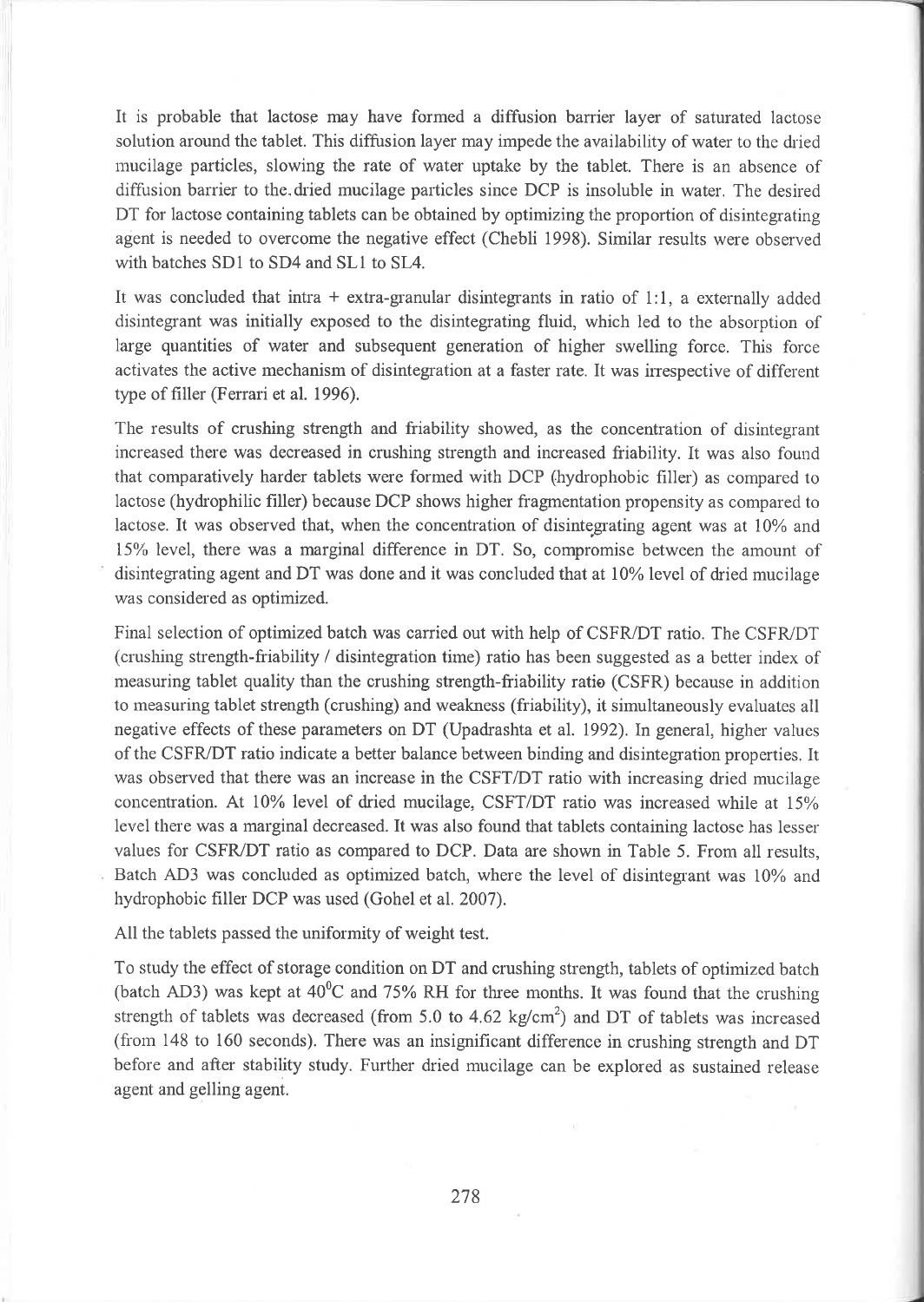It is probable that lactose may have formed a diffusion barrier layer of saturated lactose solution around the tablet. This diffusion layer may impede the availability of water to the dried mucilage particles, slowing the rate of water uptake by the tablet. There is an absence of diffusion barrier to the dried mucilage particles since DCP is insoluble in water. The desired DT for lactose containing tablets can be obtained by optimizing the proportion of disintegrating agent is needed to overcome the negative effect (Chebli 1998). Similar results were observed with batches SD1 to SD4 and SL1 to SL4.

It was concluded that intra + extra-granular disintegrants in ratio of 1:1, a externally added disintegrant was initially exposed to the disintegrating fluid, which led to the absorption of large quantities of water and subsequent generation of higher swelling force. This force activates the active mechanism of disintegration at a faster rate. It was irrespective of different type of filler (Ferrari et al. 1996).

The results of crushing strength and friability showed, as the concentration of disintegrant increased there was decreased in crushing strength and increased friability. It was also found that comparatively harder tablets were formed with DCP (hydrophobic filler) as compared to lactose (hydrophilic filler) because DCP shows higher fragmentation propensity as compared to lactose. It was observed that, when the concentration of disintegrating agent was at 10% and 15% level, there was a marginal difference in DT. So, compromise between the amount of disintegrating agent and DT was done and it was concluded that at 10% level of dried mucilage was considered as optimized.

Final selection of optimized batch was carried out with help of CSFR/DT ratio. The CSFR/DT (crushing strength-friability / disintegration time) ratio has been suggested as a better index of measuring tablet quality than the crushing strength-friability ratio (CSFR) because in addition to measuring tablet strength (crushing) and weakness (friability), it simultaneously evaluates all negative effects of these parameters on DT (Upadrashta et al. 1992). In general, higher values of the CSFR/DT ratio indicate a better balance between binding and disintegration properties. It was observed that there was an increase in the CSFT/DT ratio with increasing dried mucilage concentration. At 10% level of dried mucilage, CSFT/DT ratio was increased while at 15% level there was a marginal decreased. It was also found that tablets containing lactose has lesser values for CSFR/DT ratio as compared to DCP. Data are shown in Table 5. From all results, Batch AD3 was concluded as optimized batch, where the level of disintegrant was 10% and hydrophobic filler DCP was used (Gohel et al. 2007).

All the tablets passed the uniformity of weight test.

To study the effect of storage condition on DT and crushing strength, tablets of optimized batch (batch AD3) was kept at $40^{0}$C and 75% RH for three months. It was found that the crushing strength of tablets was decreased (from 5.0 to 4.62 kg/cm$^2$) and DT of tablets was increased (from 148 to 160 seconds). There was an insignificant difference in crushing strength and DT before and after stability study. Further dried mucilage can be explored as sustained release agent and gelling agent.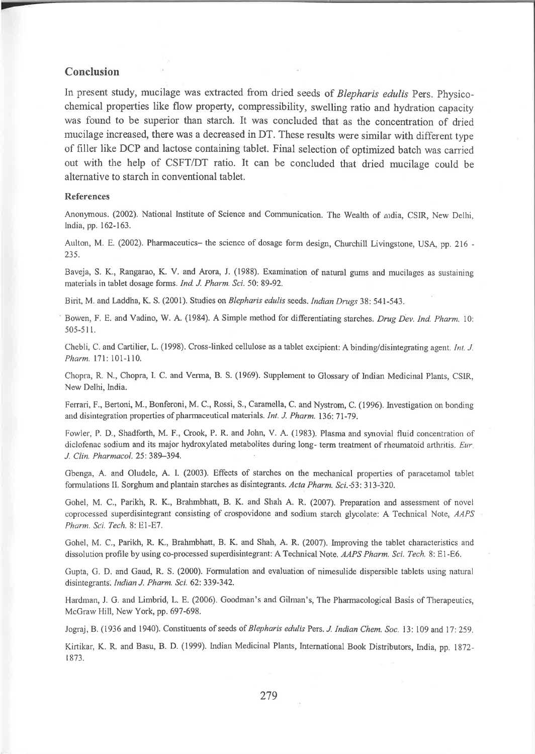## Conclusion

In present study, mucilage was extracted from dried seeds of *Blepharis edulis* Pers. Physico-chemical properties like flow property, compressibility, swelling ratio and hydration capacity was found to be superior than starch. It was concluded that as the concentration of dried mucilage increased, there was a decreased in DT. These results were similar with different type of filler like DCP and lactose containing tablet. Final selection of optimized batch was carried out with the help of CSFT/DT ratio. It can be concluded that dried mucilage could be alternative to starch in conventional tablet.

### References

Anonymous. (2002). National Institute of Science and Communication. The Wealth of india, CSIR, New Delhi, India, pp. 162-163.

Aulton, M. E. (2002). Pharmaceutics– the science of dosage form design, Churchill Livingstone, USA, pp. 216 - 235.

Baveja, S. K., Rangarao, K. V. and Arora, J. (1988). Examination of natural gums and mucilages as sustaining materials in tablet dosage forms. *Ind. J. Pharm. Sci.* 50: 89-92.

Birit, M. and Laddha, K. S. (2001). Studies on *Blepharis edulis* seeds. *Indian Drugs* 38: 541-543.

Bowen, F. E. and Vadino, W. A. (1984). A Simple method for differentiating starches. *Drug Dev. Ind. Pharm.* 10: 505-511.

Chebli, C. and Cartilier, L. (1998). Cross-linked cellulose as a tablet excipient: A binding/disintegrating agent. *Int. J. Pharm.* 171: 101-110.

Chopra, R. N., Chopra, I. C. and Verma, B. S. (1969). Supplement to Glossary of Indian Medicinal Plants, CSIR, New Delhi, India.

Ferrari, F., Bertoni, M., Bonferoni, M. C., Rossi, S., Caramella, C. and Nystrom, C. (1996). Investigation on bonding and disintegration properties of pharmaceutical materials. *Int. J. Pharm.* 136: 71-79.

Fowler, P. D., Shadforth, M. F., Crook, P. R. and John, V. A. (1983). Plasma and synovial fluid concentration of diclofenac sodium and its major hydroxylated metabolites during long- term treatment of rheumatoid arthritis. *Eur. J. Clin. Pharmacol.* 25: 389–394.

Gbenga, A. and Oludele, A. I. (2003). Effects of starches on the mechanical properties of paracetamol tablet formulations II. Sorghum and plantain starches as disintegrants. *Acta Pharm. Sci.* 53: 313-320.

Gohel, M. C., Parikh, R. K., Brahmbhatt, B. K. and Shah A. R. (2007). Preparation and assessment of novel coprocessed superdisintegrant consisting of crospovidone and sodium starch glycolate: A Technical Note, *AAPS Pharm. Sci. Tech.* 8: E1-E7.

Gohel, M. C., Parikh, R. K., Brahmbhatt, B. K. and Shah, A. R. (2007). Improving the tablet characteristics and dissolution profile by using co-processed superdisintegrant: A Technical Note. *AAPS Pharm. Sci. Tech.* 8: E1-E6.

Gupta, G. D. and Gaud, R. S. (2000). Formulation and evaluation of nimesulide dispersible tablets using natural disintegrants. *Indian J. Pharm. Sci.* 62: 339-342.

Hardman, J. G. and Limbrid, L. E. (2006). Goodman's and Gilman's, The Pharmacological Basis of Therapeutics, McGraw Hill, New York, pp. 697-698.

Jograj, B. (1936 and 1940). Constituents of seeds of *Blepharis edulis* Pers. *J. Indian Chem. Soc.* 13: 109 and 17: 259.

Kirtikar, K. R. and Basu, B. D. (1999). Indian Medicinal Plants, International Book Distributors, India, pp. 1872-1873.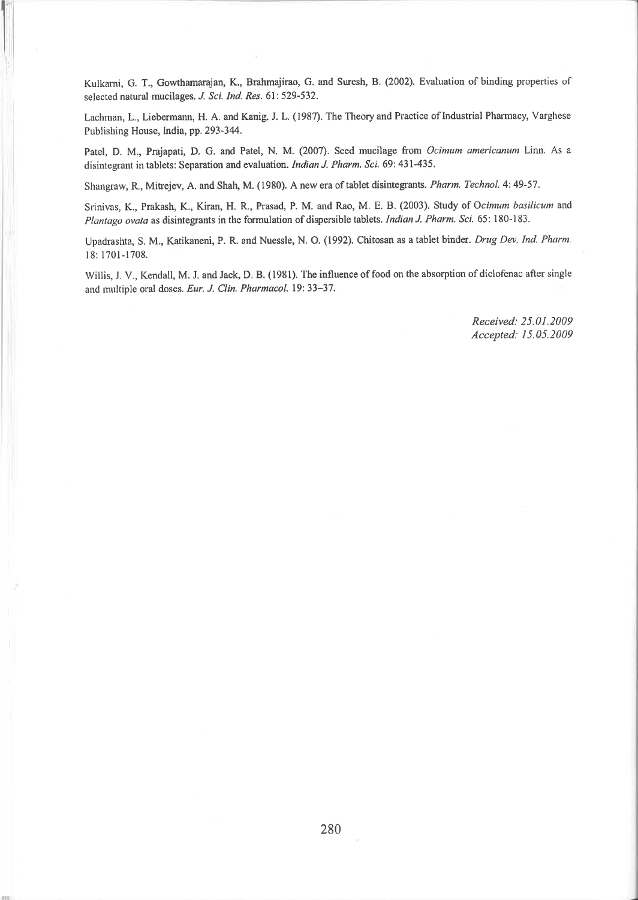Kulkarni, G. T., Gowthamarajan, K., Brahmajirao, G. and Suresh, B. (2002). Evaluation of binding properties of selected natural mucilages. *J. Sci. Ind. Res.* 61: 529-532.

Lachman, L., Liebermann, H. A. and Kanig, J. L. (1987). The Theory and Practice of Industrial Pharmacy, Varghese Publishing House, India, pp. 293-344.

Patel, D. M., Prajapati, D. G. and Patel, N. M. (2007). Seed mucilage from *Ocimum americanum* Linn. As a disintegrant in tablets: Separation and evaluation. *Indian J. Pharm. Sci.* 69: 431-435.

Shangraw, R., Mitrejev, A. and Shah, M. (1980). A new era of tablet disintegrants. *Pharm. Technol.* 4: 49-57.

Srinivas, K., Prakash, K., Kiran, H. R., Prasad, P. M. and Rao, M. E. B. (2003). Study of *Ocimum basilicum* and *Plantago ovata* as disintegrants in the formulation of dispersible tablets. *Indian J. Pharm. Sci.* 65: 180-183.

Upadrashta, S. M., Katikaneni, P. R. and Nuessle, N. O. (1992). Chitosan as a tablet binder. *Drug Dev. Ind. Pharm.* 18: 1701-1708.

Willis, J. V., Kendall, M. J. and Jack, D. B. (1981). The influence of food on the absorption of diclofenac after single and multiple oral doses. *Eur. J. Clin. Pharmacol.* 19: 33–37.

*Received: 25.01.2009*
*Accepted: 15.05.2009*